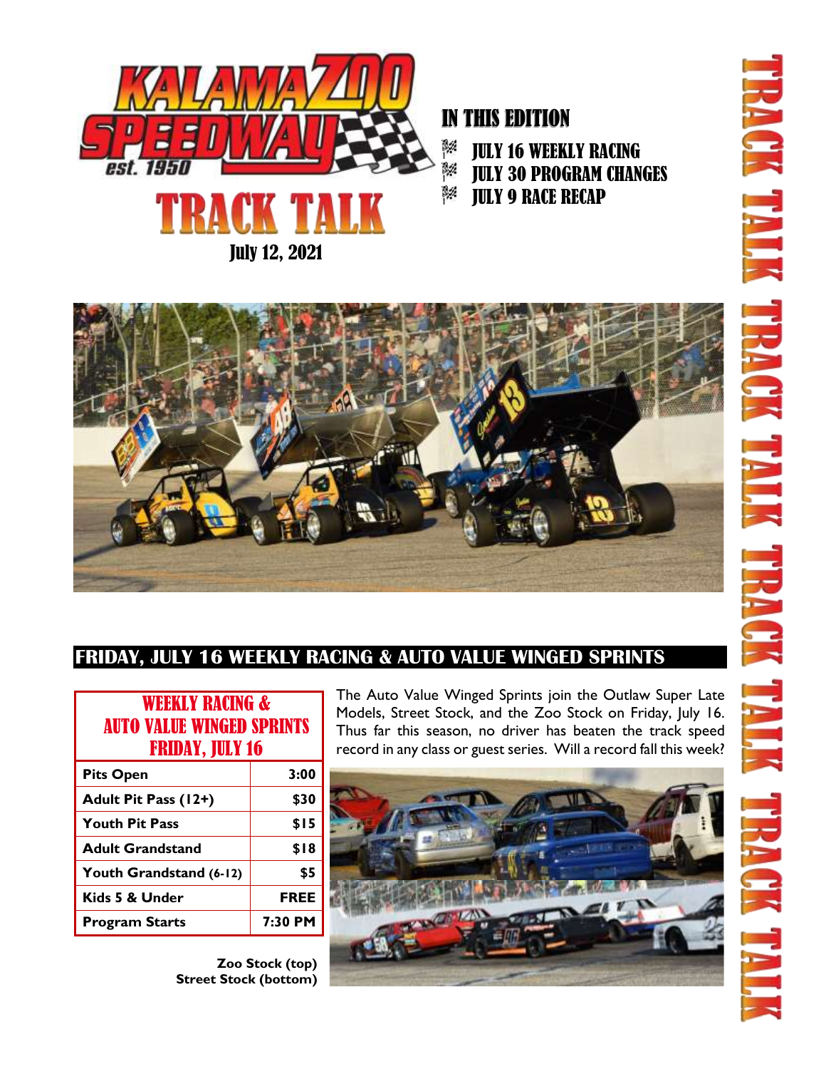# KALAMAZOO SPEEDWAY est. 1950

# TRACK TALK

**July 12, 2021**

## IN THIS EDITION

- JULY 16 WEEKLY RACING
- JULY 30 PROGRAM CHANGES
- JULY 9 RACE RECAP

## FRIDAY, JULY 16 WEEKLY RACING & AUTO VALUE WINGED SPRINTS

| WEEKLY RACING & AUTO VALUE WINGED SPRINTS FRIDAY, JULY 16 | |
|---|---|
| Pits Open | 3:00 |
| Adult Pit Pass (12+) | $30 |
| Youth Pit Pass | $15 |
| Adult Grandstand | $18 |
| Youth Grandstand (6-12) | $5 |
| Kids 5 & Under | FREE |
| Program Starts | 7:30 PM |

The Auto Value Winged Sprints join the Outlaw Super Late Models, Street Stock, and the Zoo Stock on Friday, July 16. Thus far this season, no driver has beaten the track speed record in any class or guest series. Will a record fall this week?

**Zoo Stock (top)**
**Street Stock (bottom)**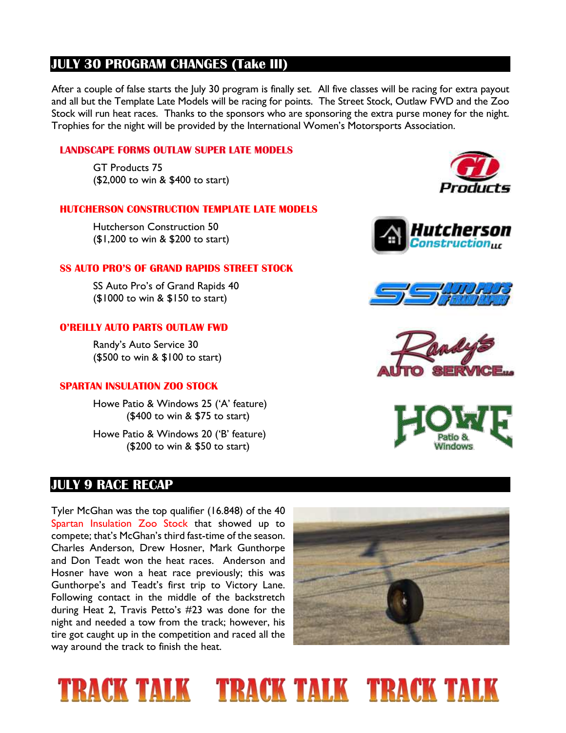## JULY 30 PROGRAM CHANGES (Take III)

After a couple of false starts the July 30 program is finally set. All five classes will be racing for extra payout and all but the Template Late Models will be racing for points. The Street Stock, Outlaw FWD and the Zoo Stock will run heat races. Thanks to the sponsors who are sponsoring the extra purse money for the night. Trophies for the night will be provided by the International Women's Motorsports Association.

### LANDSCAPE FORMS OUTLAW SUPER LATE MODELS

GT Products 75
($2,000 to win & $400 to start)

### HUTCHERSON CONSTRUCTION TEMPLATE LATE MODELS

Hutcherson Construction 50
($1,200 to win & $200 to start)

### SS AUTO PRO'S OF GRAND RAPIDS STREET STOCK

SS Auto Pro's of Grand Rapids 40
($1000 to win & $150 to start)

### O'REILLY AUTO PARTS OUTLAW FWD

Randy's Auto Service 30
($500 to win & $100 to start)

### SPARTAN INSULATION ZOO STOCK

Howe Patio & Windows 25 ('A' feature)
($400 to win & $75 to start)

Howe Patio & Windows 20 ('B' feature)
($200 to win & $50 to start)

## JULY 9 RACE RECAP

Tyler McGhan was the top qualifier (16.848) of the 40 Spartan Insulation Zoo Stock that showed up to compete; that's McGhan's third fast-time of the season. Charles Anderson, Drew Hosner, Mark Gunthorpe and Don Teadt won the heat races. Anderson and Hosner have won a heat race previously; this was Gunthorpe's and Teadt's first trip to Victory Lane. Following contact in the middle of the backstretch during Heat 2, Travis Petto's #23 was done for the night and needed a tow from the track; however, his tire got caught up in the competition and raced all the way around the track to finish the heat.

**TRACK TALK TRACK TALK TRACK TALK**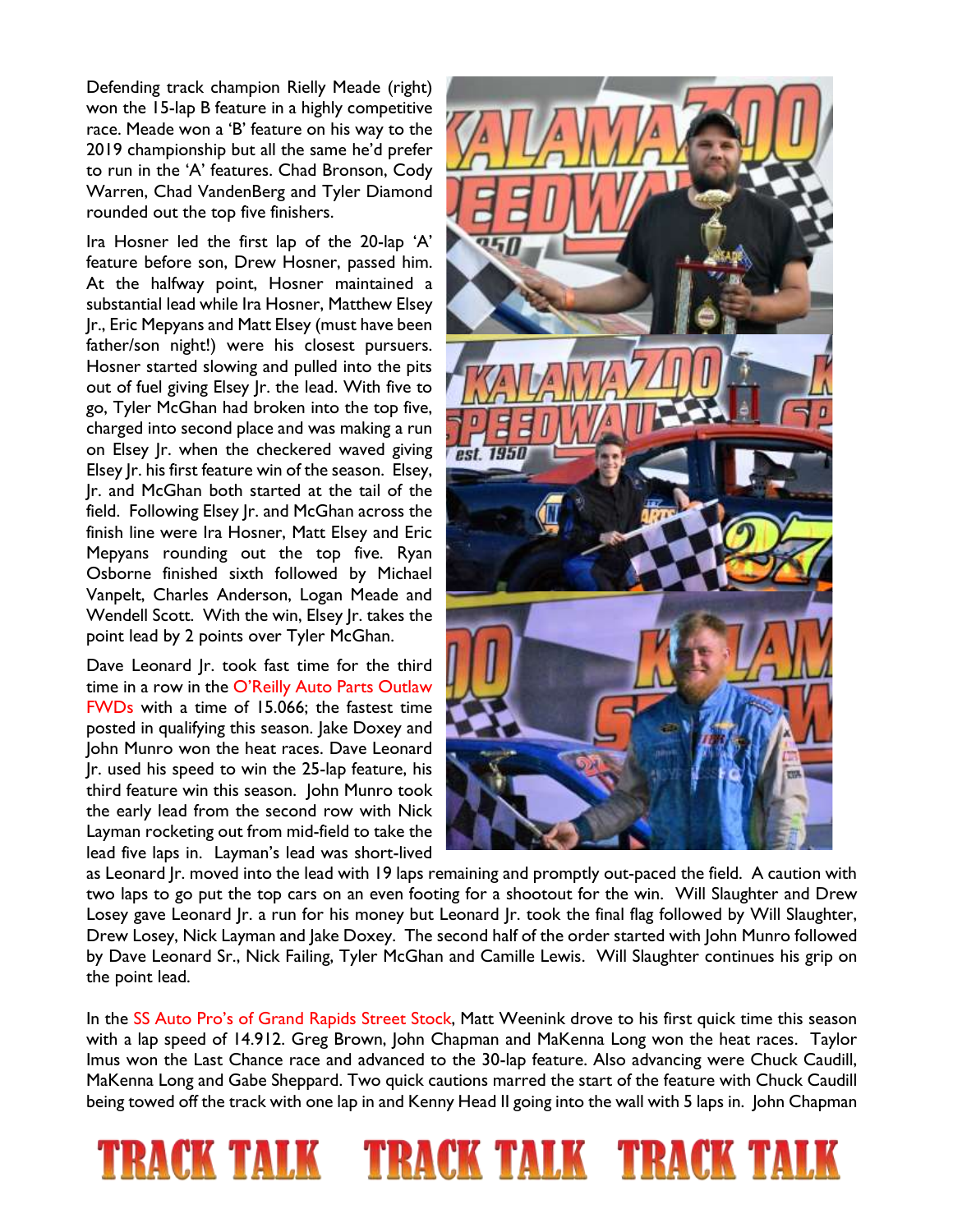Defending track champion Rielly Meade (right) won the 15-lap B feature in a highly competitive race. Meade won a 'B' feature on his way to the 2019 championship but all the same he'd prefer to run in the 'A' features. Chad Bronson, Cody Warren, Chad VandenBerg and Tyler Diamond rounded out the top five finishers.

Ira Hosner led the first lap of the 20-lap 'A' feature before son, Drew Hosner, passed him. At the halfway point, Hosner maintained a substantial lead while Ira Hosner, Matthew Elsey Jr., Eric Mepyans and Matt Elsey (must have been father/son night!) were his closest pursuers. Hosner started slowing and pulled into the pits out of fuel giving Elsey Jr. the lead. With five to go, Tyler McGhan had broken into the top five, charged into second place and was making a run on Elsey Jr. when the checkered waved giving Elsey Jr. his first feature win of the season. Elsey, Jr. and McGhan both started at the tail of the field. Following Elsey Jr. and McGhan across the finish line were Ira Hosner, Matt Elsey and Eric Mepyans rounding out the top five. Ryan Osborne finished sixth followed by Michael Vanpelt, Charles Anderson, Logan Meade and Wendell Scott. With the win, Elsey Jr. takes the point lead by 2 points over Tyler McGhan.

Dave Leonard Jr. took fast time for the third time in a row in the O'Reilly Auto Parts Outlaw FWDs with a time of 15.066; the fastest time posted in qualifying this season. Jake Doxey and John Munro won the heat races. Dave Leonard Jr. used his speed to win the 25-lap feature, his third feature win this season. John Munro took the early lead from the second row with Nick Layman rocketing out from mid-field to take the lead five laps in. Layman's lead was short-lived as Leonard Jr. moved into the lead with 19 laps remaining and promptly out-paced the field. A caution with two laps to go put the top cars on an even footing for a shootout for the win. Will Slaughter and Drew Losey gave Leonard Jr. a run for his money but Leonard Jr. took the final flag followed by Will Slaughter, Drew Losey, Nick Layman and Jake Doxey. The second half of the order started with John Munro followed by Dave Leonard Sr., Nick Failing, Tyler McGhan and Camille Lewis. Will Slaughter continues his grip on the point lead.

In the SS Auto Pro's of Grand Rapids Street Stock, Matt Weenink drove to his first quick time this season with a lap speed of 14.912. Greg Brown, John Chapman and MaKenna Long won the heat races. Taylor Imus won the Last Chance race and advanced to the 30-lap feature. Also advancing were Chuck Caudill, MaKenna Long and Gabe Sheppard. Two quick cautions marred the start of the feature with Chuck Caudill being towed off the track with one lap in and Kenny Head II going into the wall with 5 laps in. John Chapman

**TRACK TALK TRACK TALK TRACK TALK**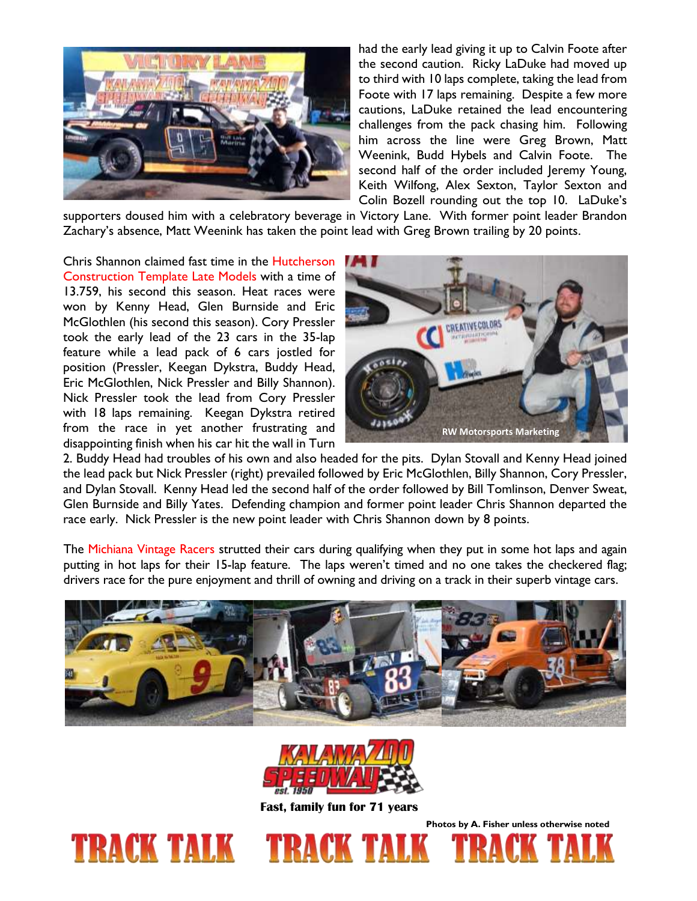had the early lead giving it up to Calvin Foote after the second caution. Ricky LaDuke had moved up to third with 10 laps complete, taking the lead from Foote with 17 laps remaining. Despite a few more cautions, LaDuke retained the lead encountering challenges from the pack chasing him. Following him across the line were Greg Brown, Matt Weenink, Budd Hybels and Calvin Foote. The second half of the order included Jeremy Young, Keith Wilfong, Alex Sexton, Taylor Sexton and Colin Bozell rounding out the top 10. LaDuke's supporters doused him with a celebratory beverage in Victory Lane. With former point leader Brandon Zachary's absence, Matt Weenink has taken the point lead with Greg Brown trailing by 20 points.

Chris Shannon claimed fast time in the Hutcherson Construction Template Late Models with a time of 13.759, his second this season. Heat races were won by Kenny Head, Glen Burnside and Eric McGlothlen (his second this season). Cory Pressler took the early lead of the 23 cars in the 35-lap feature while a lead pack of 6 cars jostled for position (Pressler, Keegan Dykstra, Buddy Head, Eric McGlothlen, Nick Pressler and Billy Shannon). Nick Pressler took the lead from Cory Pressler with 18 laps remaining. Keegan Dykstra retired from the race in yet another frustrating and disappointing finish when his car hit the wall in Turn 2. Buddy Head had troubles of his own and also headed for the pits. Dylan Stovall and Kenny Head joined the lead pack but Nick Pressler (right) prevailed followed by Eric McGlothlen, Billy Shannon, Cory Pressler, and Dylan Stovall. Kenny Head led the second half of the order followed by Bill Tomlinson, Denver Sweat, Glen Burnside and Billy Yates. Defending champion and former point leader Chris Shannon departed the race early. Nick Pressler is the new point leader with Chris Shannon down by 8 points.

RW Motorsports Marketing

The Michiana Vintage Racers strutted their cars during qualifying when they put in some hot laps and again putting in hot laps for their 15-lap feature. The laps weren't timed and no one takes the checkered flag; drivers race for the pure enjoyment and thrill of owning and driving on a track in their superb vintage cars.

Fast, family fun for 71 years

Photos by A. Fisher unless otherwise noted

TRACK TALK TRACK TALK TRACK TALK